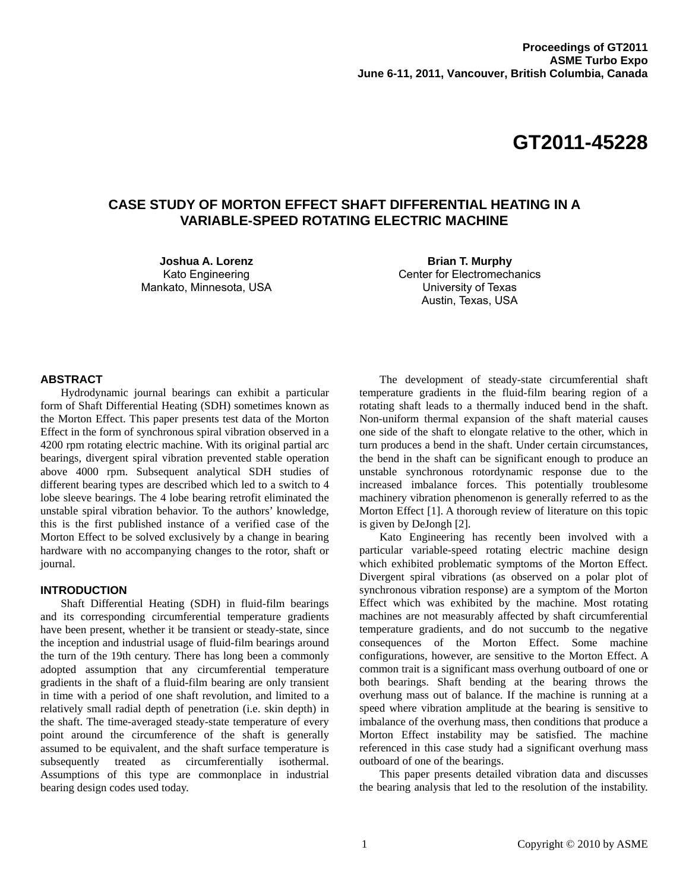Proceedings of GT2011
ASME Turbo Expo
June 6-11, 2011, Vancouver, British Columbia, Canada

# GT2011-45228

## CASE STUDY OF MORTON EFFECT SHAFT DIFFERENTIAL HEATING IN A VARIABLE-SPEED ROTATING ELECTRIC MACHINE

**Joshua A. Lorenz**
Kato Engineering
Mankato, Minnesota, USA

**Brian T. Murphy**
Center for Electromechanics
University of Texas
Austin, Texas, USA

### ABSTRACT

Hydrodynamic journal bearings can exhibit a particular form of Shaft Differential Heating (SDH) sometimes known as the Morton Effect. This paper presents test data of the Morton Effect in the form of synchronous spiral vibration observed in a 4200 rpm rotating electric machine. With its original partial arc bearings, divergent spiral vibration prevented stable operation above 4000 rpm. Subsequent analytical SDH studies of different bearing types are described which led to a switch to 4 lobe sleeve bearings. The 4 lobe bearing retrofit eliminated the unstable spiral vibration behavior. To the authors' knowledge, this is the first published instance of a verified case of the Morton Effect to be solved exclusively by a change in bearing hardware with no accompanying changes to the rotor, shaft or journal.

### INTRODUCTION

Shaft Differential Heating (SDH) in fluid-film bearings and its corresponding circumferential temperature gradients have been present, whether it be transient or steady-state, since the inception and industrial usage of fluid-film bearings around the turn of the 19th century. There has long been a commonly adopted assumption that any circumferential temperature gradients in the shaft of a fluid-film bearing are only transient in time with a period of one shaft revolution, and limited to a relatively small radial depth of penetration (i.e. skin depth) in the shaft. The time-averaged steady-state temperature of every point around the circumference of the shaft is generally assumed to be equivalent, and the shaft surface temperature is subsequently treated as circumferentially isothermal. Assumptions of this type are commonplace in industrial bearing design codes used today.

The development of steady-state circumferential shaft temperature gradients in the fluid-film bearing region of a rotating shaft leads to a thermally induced bend in the shaft. Non-uniform thermal expansion of the shaft material causes one side of the shaft to elongate relative to the other, which in turn produces a bend in the shaft. Under certain circumstances, the bend in the shaft can be significant enough to produce an unstable synchronous rotordynamic response due to the increased imbalance forces. This potentially troublesome machinery vibration phenomenon is generally referred to as the Morton Effect [1]. A thorough review of literature on this topic is given by DeJongh [2].

Kato Engineering has recently been involved with a particular variable-speed rotating electric machine design which exhibited problematic symptoms of the Morton Effect. Divergent spiral vibrations (as observed on a polar plot of synchronous vibration response) are a symptom of the Morton Effect which was exhibited by the machine. Most rotating machines are not measurably affected by shaft circumferential temperature gradients, and do not succumb to the negative consequences of the Morton Effect. Some machine configurations, however, are sensitive to the Morton Effect. A common trait is a significant mass overhung outboard of one or both bearings. Shaft bending at the bearing throws the overhung mass out of balance. If the machine is running at a speed where vibration amplitude at the bearing is sensitive to imbalance of the overhung mass, then conditions that produce a Morton Effect instability may be satisfied. The machine referenced in this case study had a significant mass overhung outboard of one of the bearings.

This paper presents detailed vibration data and discusses the bearing analysis that led to the resolution of the instability.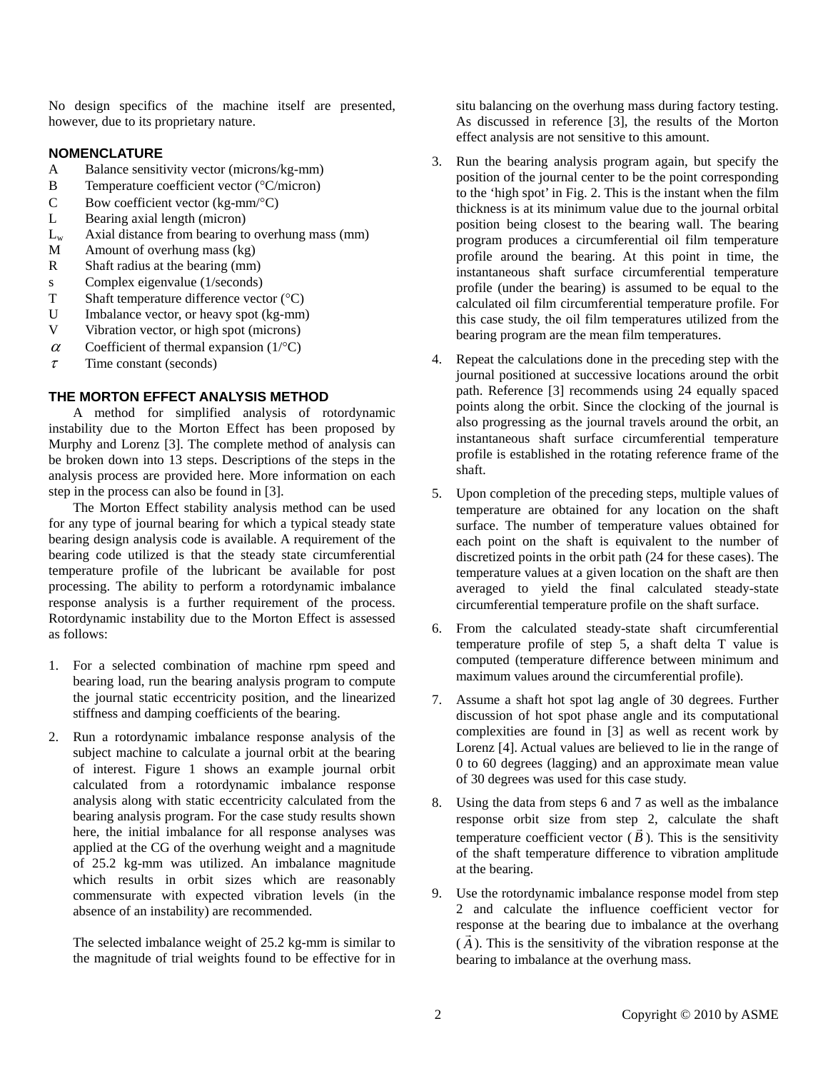No design specifics of the machine itself are presented, however, due to its proprietary nature.

## NOMENCLATURE

- A  Balance sensitivity vector (microns/kg-mm)
- B  Temperature coefficient vector (°C/micron)
- C  Bow coefficient vector (kg-mm/°C)
- L  Bearing axial length (micron)
- $L_w$  Axial distance from bearing to overhung mass (mm)
- M  Amount of overhung mass (kg)
- R  Shaft radius at the bearing (mm)
- s  Complex eigenvalue (1/seconds)
- T  Shaft temperature difference vector (°C)
- U  Imbalance vector, or heavy spot (kg-mm)
- V  Vibration vector, or high spot (microns)
- $\alpha$  Coefficient of thermal expansion (1/°C)
- $\tau$  Time constant (seconds)

## THE MORTON EFFECT ANALYSIS METHOD

A method for simplified analysis of rotordynamic instability due to the Morton Effect has been proposed by Murphy and Lorenz [3]. The complete method of analysis can be broken down into 13 steps. Descriptions of the steps in the analysis process are provided here. More information on each step in the process can also be found in [3].

The Morton Effect stability analysis method can be used for any type of journal bearing for which a typical steady state bearing design analysis code is available. A requirement of the bearing code utilized is that the steady state circumferential temperature profile of the lubricant be available for post processing. The ability to perform a rotordynamic imbalance response analysis is a further requirement of the process. Rotordynamic instability due to the Morton Effect is assessed as follows:

1. For a selected combination of machine rpm speed and bearing load, run the bearing analysis program to compute the journal static eccentricity position, and the linearized stiffness and damping coefficients of the bearing.

2. Run a rotordynamic imbalance response analysis of the subject machine to calculate a journal orbit at the bearing of interest. Figure 1 shows an example journal orbit calculated from a rotordynamic imbalance response analysis along with static eccentricity calculated from the bearing analysis program. For the case study results shown here, the initial imbalance for all response analyses was applied at the CG of the overhung weight and a magnitude of 25.2 kg-mm was utilized. An imbalance magnitude which results in orbit sizes which are reasonably commensurate with expected vibration levels (in the absence of an instability) are recommended.

   The selected imbalance weight of 25.2 kg-mm is similar to the magnitude of trial weights found to be effective for in situ balancing on the overhung mass during factory testing. As discussed in reference [3], the results of the Morton effect analysis are not sensitive to this amount.

3. Run the bearing analysis program again, but specify the position of the journal center to be the point corresponding to the 'high spot' in Fig. 2. This is the instant when the film thickness is at its minimum value due to the journal orbital position being closest to the bearing wall. The bearing program produces a circumferential oil film temperature profile around the bearing. At this point in time, the instantaneous shaft surface circumferential temperature profile (under the bearing) is assumed to be equal to the calculated oil film circumferential temperature profile. For this case study, the oil film temperatures utilized from the bearing program are the mean film temperatures.

4. Repeat the calculations done in the preceding step with the journal positioned at successive locations around the orbit path. Reference [3] recommends using 24 equally spaced points along the orbit. Since the clocking of the journal is also progressing as the journal travels around the orbit, an instantaneous shaft surface circumferential temperature profile is established in the rotating reference frame of the shaft.

5. Upon completion of the preceding steps, multiple values of temperature are obtained for any location on the shaft surface. The number of temperature values obtained for each point on the shaft is equivalent to the number of discretized points in the orbit path (24 for these cases). The temperature values at a given location on the shaft are then averaged to yield the final calculated steady-state circumferential temperature profile on the shaft surface.

6. From the calculated steady-state shaft circumferential temperature profile of step 5, a shaft delta T value is computed (temperature difference between minimum and maximum values around the circumferential profile).

7. Assume a shaft hot spot lag angle of 30 degrees. Further discussion of hot spot phase angle and its computational complexities are found in [3] as well as recent work by Lorenz [4]. Actual values are believed to lie in the range of 0 to 60 degrees (lagging) and an approximate mean value of 30 degrees was used for this case study.

8. Using the data from steps 6 and 7 as well as the imbalance response orbit size from step 2, calculate the shaft temperature coefficient vector ($\vec{B}$). This is the sensitivity of the shaft temperature difference to vibration amplitude at the bearing.

9. Use the rotordynamic imbalance response model from step 2 and calculate the influence coefficient vector for response at the bearing due to imbalance at the overhang ($\vec{A}$). This is the sensitivity of the vibration response at the bearing to imbalance at the overhung mass.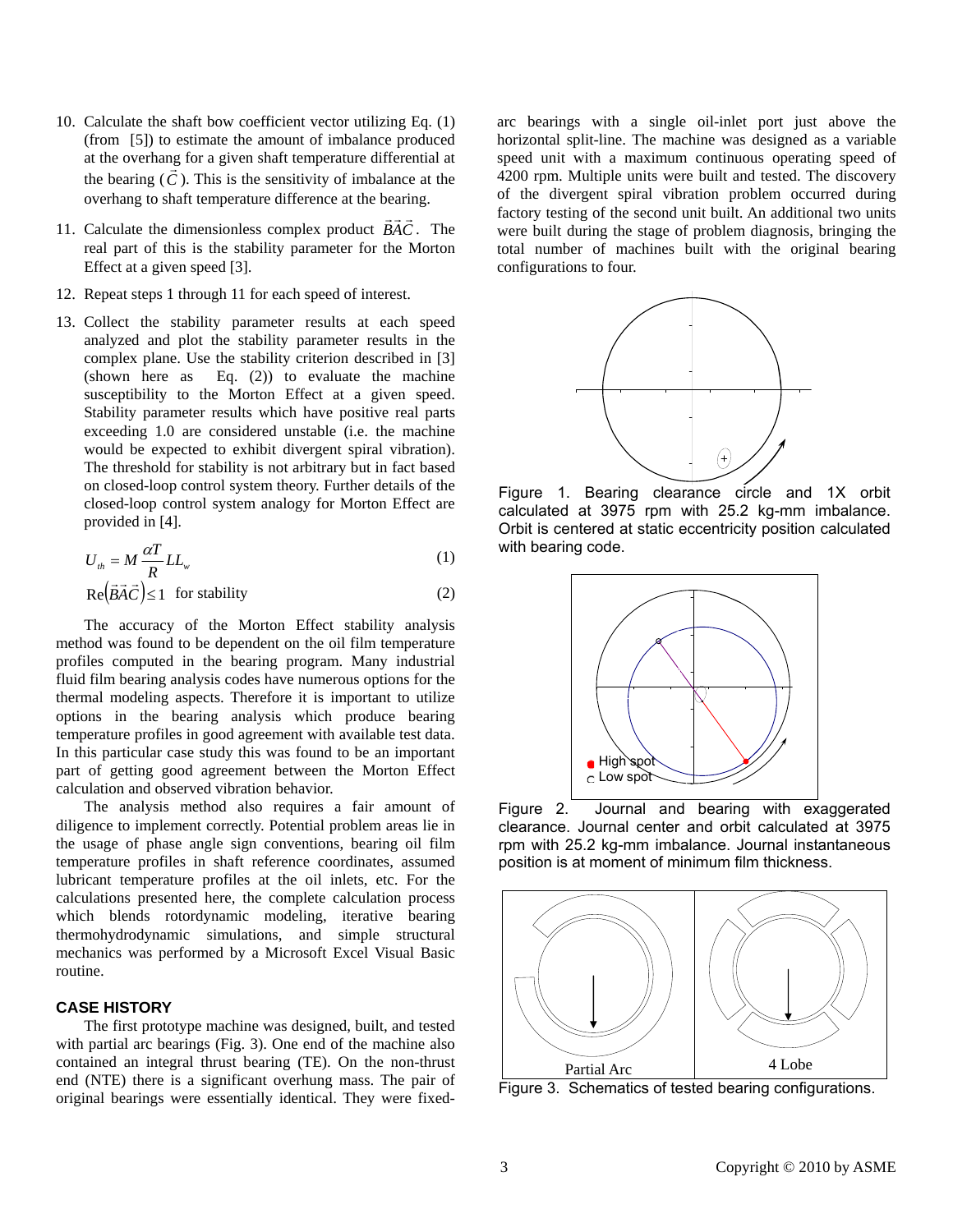10. Calculate the shaft bow coefficient vector utilizing Eq. (1) (from [5]) to estimate the amount of imbalance produced at the overhang for a given shaft temperature differential at the bearing ($\vec{C}$). This is the sensitivity of imbalance at the overhang to shaft temperature difference at the bearing.

11. Calculate the dimensionless complex product $\vec{B}\vec{A}\vec{C}$. The real part of this is the stability parameter for the Morton Effect at a given speed [3].

12. Repeat steps 1 through 11 for each speed of interest.

13. Collect the stability parameter results at each speed analyzed and plot the stability parameter results in the complex plane. Use the stability criterion described in [3] (shown here as Eq. (2)) to evaluate the machine susceptibility to the Morton Effect at a given speed. Stability parameter results which have positive real parts exceeding 1.0 are considered unstable (i.e. the machine would be expected to exhibit divergent spiral vibration). The threshold for stability is not arbitrary but in fact based on closed-loop control system theory. Further details of the closed-loop control system analogy for Morton Effect are provided in [4].

$$U_{th} = M \frac{\alpha T}{R} L L_w \tag{1}$$

$$\mathrm{Re}\left(\vec{B}\vec{A}\vec{C}\right) \leq 1 \quad \text{for stability} \tag{2}$$

The accuracy of the Morton Effect stability analysis method was found to be dependent on the oil film temperature profiles computed in the bearing program. Many industrial fluid film bearing analysis codes have numerous options for the thermal modeling aspects. Therefore it is important to utilize options in the bearing analysis which produce bearing temperature profiles in good agreement with available test data. In this particular case study this was found to be an important part of getting good agreement between the Morton Effect calculation and observed vibration behavior.

The analysis method also requires a fair amount of diligence to implement correctly. Potential problem areas lie in the usage of phase angle sign conventions, bearing oil film temperature profiles in shaft reference coordinates, assumed lubricant temperature profiles at the oil inlets, etc. For the calculations presented here, the complete calculation process which blends rotordynamic modeling, iterative bearing thermohydrodynamic simulations, and simple structural mechanics was performed by a Microsoft Excel Visual Basic routine.

## CASE HISTORY

The first prototype machine was designed, built, and tested with partial arc bearings (Fig. 3). One end of the machine also contained an integral thrust bearing (TE). On the non-thrust end (NTE) there is a significant overhung mass. The pair of original bearings were essentially identical. They were fixed-arc bearings with a single oil-inlet port just above the horizontal split-line. The machine was designed as a variable speed unit with a maximum continuous operating speed of 4200 rpm. Multiple units were built and tested. The discovery of the divergent spiral vibration problem occurred during factory testing of the second unit built. An additional two units were built during the stage of problem diagnosis, bringing the total number of machines built with the original bearing configurations to four.

Figure 1. Bearing clearance circle and 1X orbit calculated at 3975 rpm with 25.2 kg-mm imbalance. Orbit is centered at static eccentricity position calculated with bearing code.

Figure 2. Journal and bearing with exaggerated clearance. Journal center and orbit calculated at 3975 rpm with 25.2 kg-mm imbalance. Journal instantaneous position is at moment of minimum film thickness.

Figure 3. Schematics of tested bearing configurations.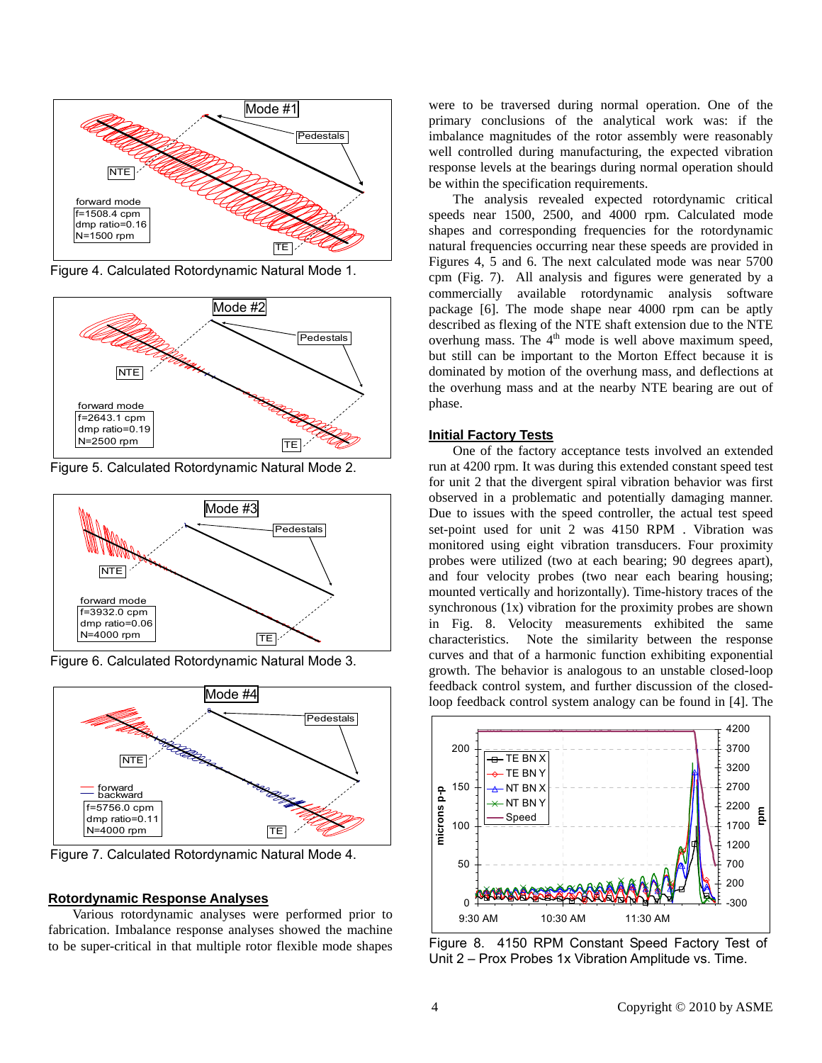Figure 4. Calculated Rotordynamic Natural Mode 1.

Figure 5. Calculated Rotordynamic Natural Mode 2.

Figure 6. Calculated Rotordynamic Natural Mode 3.

Figure 7. Calculated Rotordynamic Natural Mode 4.

## Rotordynamic Response Analyses

Various rotordynamic analyses were performed prior to fabrication. Imbalance response analyses showed the machine to be super-critical in that multiple rotor flexible mode shapes were to be traversed during normal operation. One of the primary conclusions of the analytical work was: if the imbalance magnitudes of the rotor assembly were reasonably well controlled during manufacturing, the expected vibration response levels at the bearings during normal operation should be within the specification requirements.

The analysis revealed expected rotordynamic critical speeds near 1500, 2500, and 4000 rpm. Calculated mode shapes and corresponding frequencies for the rotordynamic natural frequencies occurring near these speeds are provided in Figures 4, 5 and 6. The next calculated mode was near 5700 cpm (Fig. 7). All analysis and figures were generated by a commercially available rotordynamic analysis software package [6]. The mode shape near 4000 rpm can be aptly described as flexing of the NTE shaft extension due to the NTE overhung mass. The 4th mode is well above maximum speed, but still can be important to the Morton Effect because it is dominated by motion of the overhung mass, and deflections at the overhung mass and at the nearby NTE bearing are out of phase.

## Initial Factory Tests

One of the factory acceptance tests involved an extended run at 4200 rpm. It was during this extended constant speed test for unit 2 that the divergent spiral vibration behavior was first observed in a problematic and potentially damaging manner. Due to issues with the speed controller, the actual test speed set-point used for unit 2 was 4150 RPM . Vibration was monitored using eight vibration transducers. Four proximity probes were utilized (two at each bearing; 90 degrees apart), and four velocity probes (two near each bearing housing; mounted vertically and horizontally). Time-history traces of the synchronous (1x) vibration for the proximity probes are shown in Fig. 8. Velocity measurements exhibited the same characteristics. Note the similarity between the response curves and that of a harmonic function exhibiting exponential growth. The behavior is analogous to an unstable closed-loop feedback control system, and further discussion of the closed-loop feedback control system analogy can be found in [4]. The

Figure 8. 4150 RPM Constant Speed Factory Test of Unit 2 – Prox Probes 1x Vibration Amplitude vs. Time.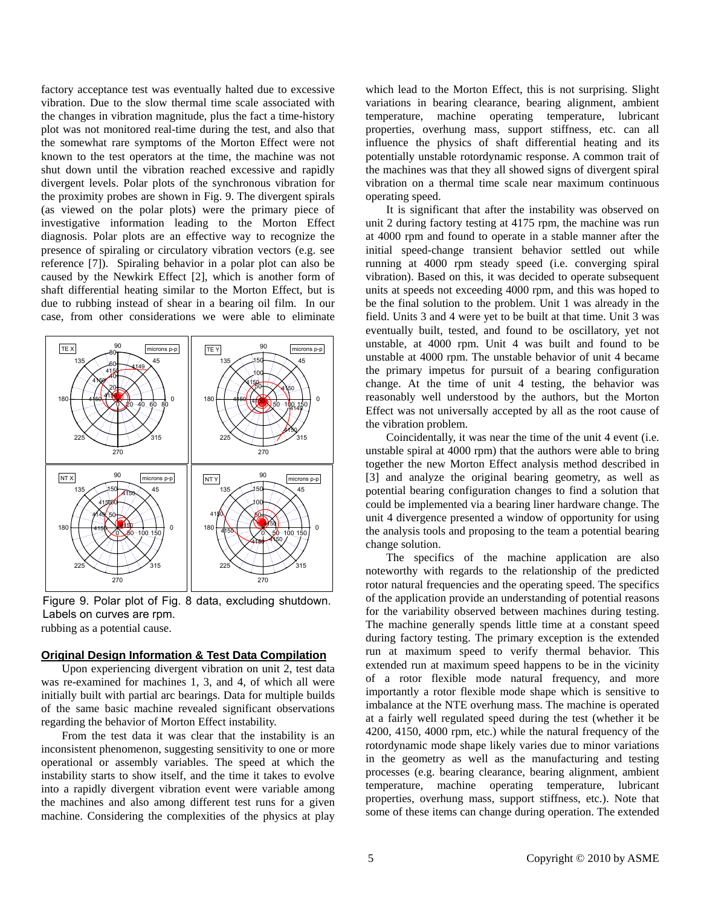factory acceptance test was eventually halted due to excessive vibration. Due to the slow thermal time scale associated with the changes in vibration magnitude, plus the fact a time-history plot was not monitored real-time during the test, and also that the somewhat rare symptoms of the Morton Effect were not known to the test operators at the time, the machine was not shut down until the vibration reached excessive and rapidly divergent levels. Polar plots of the synchronous vibration for the proximity probes are shown in Fig. 9. The divergent spirals (as viewed on the polar plots) were the primary piece of investigative information leading to the Morton Effect diagnosis. Polar plots are an effective way to recognize the presence of spiraling or circulatory vibration vectors (e.g. see reference [7]). Spiraling behavior in a polar plot can also be caused by the Newkirk Effect [2], which is another form of shaft differential heating similar to the Morton Effect, but is due to rubbing instead of shear in a bearing oil film. In our case, from other considerations we were able to eliminate rubbing as a potential cause.

Figure 9. Polar plot of Fig. 8 data, excluding shutdown. Labels on curves are rpm.

## Original Design Information & Test Data Compilation

Upon experiencing divergent vibration on unit 2, test data was re-examined for machines 1, 3, and 4, of which all were initially built with partial arc bearings. Data for multiple builds of the same basic machine revealed significant observations regarding the behavior of Morton Effect instability.

From the test data it was clear that the instability is an inconsistent phenomenon, suggesting sensitivity to one or more operational or assembly variables. The speed at which the instability starts to show itself, and the time it takes to evolve into a rapidly divergent vibration event were variable among the machines and also among different test runs for a given machine. Considering the complexities of the physics at play which lead to the Morton Effect, this is not surprising. Slight variations in bearing clearance, bearing alignment, ambient temperature, machine operating temperature, lubricant properties, overhung mass, support stiffness, etc. can all influence the physics of shaft differential heating and its potentially unstable rotordynamic response. A common trait of the machines was that they all showed signs of divergent spiral vibration on a thermal time scale near maximum continuous operating speed.

It is significant that after the instability was observed on unit 2 during factory testing at 4175 rpm, the machine was run at 4000 rpm and found to operate in a stable manner after the initial speed-change transient behavior settled out while running at 4000 rpm steady speed (i.e. converging spiral vibration). Based on this, it was decided to operate subsequent units at speeds not exceeding 4000 rpm, and this was hoped to be the final solution to the problem. Unit 1 was already in the field. Units 3 and 4 were yet to be built at that time. Unit 3 was eventually built, tested, and found to be oscillatory, yet not unstable, at 4000 rpm. Unit 4 was built and found to be unstable at 4000 rpm. The unstable behavior of unit 4 became the primary impetus for pursuit of a bearing configuration change. At the time of unit 4 testing, the behavior was reasonably well understood by the authors, but the Morton Effect was not universally accepted by all as the root cause of the vibration problem.

Coincidentally, it was near the time of the unit 4 event (i.e. unstable spiral at 4000 rpm) that the authors were able to bring together the new Morton Effect analysis method described in [3] and analyze the original bearing geometry, as well as potential bearing configuration changes to find a solution that could be implemented via a bearing liner hardware change. The unit 4 divergence presented a window of opportunity for using the analysis tools and proposing to the team a potential bearing change solution.

The specifics of the machine application are also noteworthy with regards to the relationship of the predicted rotor natural frequencies and the operating speed. The specifics of the application provide an understanding of potential reasons for the variability observed between machines during testing. The machine generally spends little time at a constant speed during factory testing. The primary exception is the extended run at maximum speed to verify thermal behavior. This extended run at maximum speed happens to be in the vicinity of a rotor flexible mode natural frequency, and more importantly a rotor flexible mode shape which is sensitive to imbalance at the NTE overhung mass. The machine is operated at a fairly well regulated speed during the test (whether it be 4200, 4150, 4000 rpm, etc.) while the natural frequency of the rotordynamic mode shape likely varies due to minor variations in the geometry as well as the manufacturing and testing processes (e.g. bearing clearance, bearing alignment, ambient temperature, machine operating temperature, lubricant properties, overhung mass, support stiffness, etc.). Note that some of these items can change during operation. The extended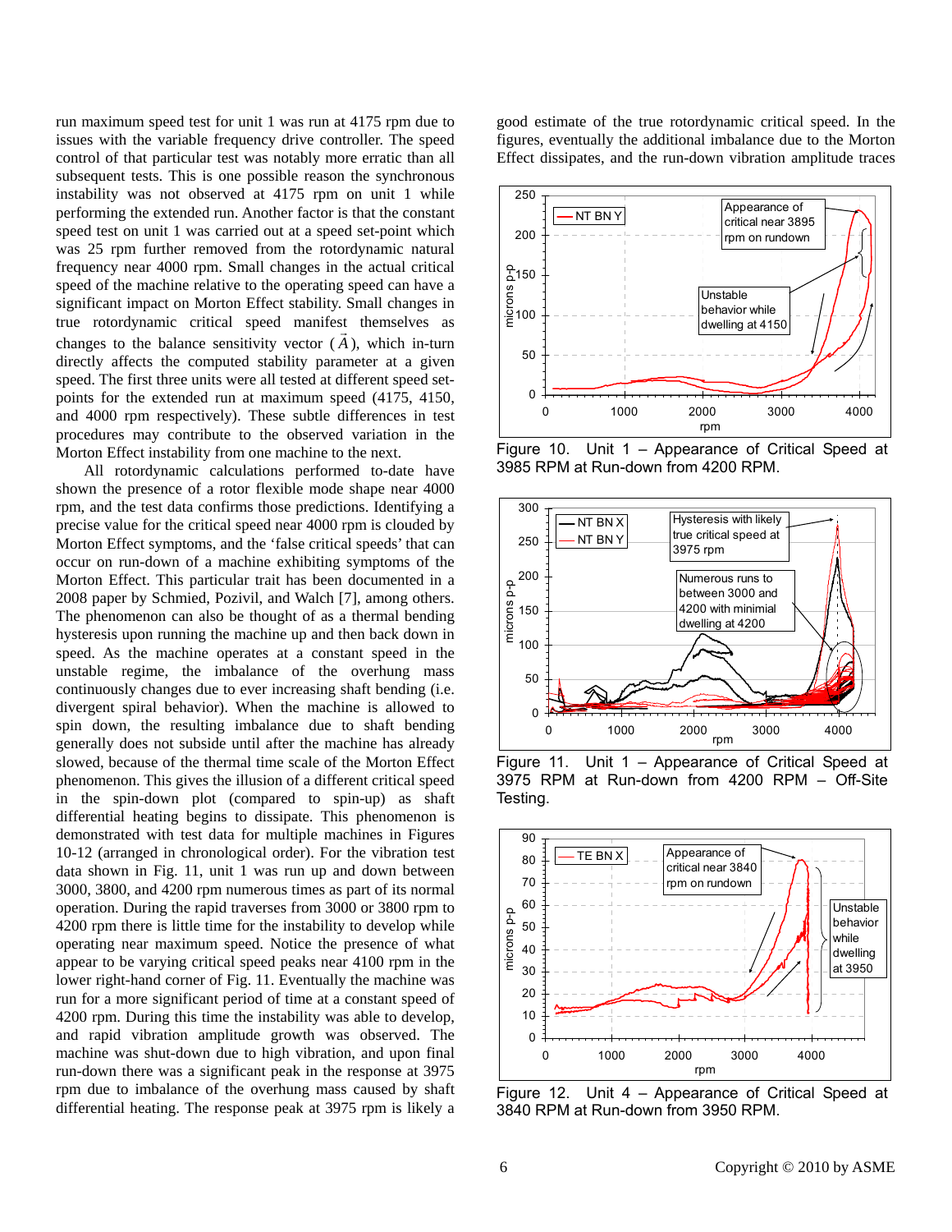run maximum speed test for unit 1 was run at 4175 rpm due to issues with the variable frequency drive controller. The speed control of that particular test was notably more erratic than all subsequent tests. This is one possible reason the synchronous instability was not observed at 4175 rpm on unit 1 while performing the extended run. Another factor is that the constant speed test on unit 1 was carried out at a speed set-point which was 25 rpm further removed from the rotordynamic natural frequency near 4000 rpm. Small changes in the actual critical speed of the machine relative to the operating speed can have a significant impact on Morton Effect stability. Small changes in true rotordynamic critical speed manifest themselves as changes to the balance sensitivity vector ($\bar{A}$), which in-turn directly affects the computed stability parameter at a given speed. The first three units were all tested at different speed set-points for the extended run at maximum speed (4175, 4150, and 4000 rpm respectively). These subtle differences in test procedures may contribute to the observed variation in the Morton Effect instability from one machine to the next.

All rotordynamic calculations performed to-date have shown the presence of a rotor flexible mode shape near 4000 rpm, and the test data confirms those predictions. Identifying a precise value for the critical speed near 4000 rpm is clouded by Morton Effect symptoms, and the 'false critical speeds' that can occur on run-down of a machine exhibiting symptoms of the Morton Effect. This particular trait has been documented in a 2008 paper by Schmied, Pozivil, and Walch [7], among others. The phenomenon can also be thought of as a thermal bending hysteresis upon running the machine up and then back down in speed. As the machine operates at a constant speed in the unstable regime, the imbalance of the overhung mass continuously changes due to ever increasing shaft bending (i.e. divergent spiral behavior). When the machine is allowed to spin down, the resulting imbalance due to shaft bending generally does not subside until after the machine has already slowed, because of the thermal time scale of the Morton Effect phenomenon. This gives the illusion of a different critical speed in the spin-down plot (compared to spin-up) as shaft differential heating begins to dissipate. This phenomenon is demonstrated with test data for multiple machines in Figures 10-12 (arranged in chronological order). For the vibration test data shown in Fig. 11, unit 1 was run up and down between 3000, 3800, and 4200 rpm numerous times as part of its normal operation. During the rapid traverses from 3000 or 3800 rpm to 4200 rpm there is little time for the instability to develop while operating near maximum speed. Notice the presence of what appear to be varying critical speed peaks near 4100 rpm in the lower right-hand corner of Fig. 11. Eventually the machine was run for a more significant period of time at a constant speed of 4200 rpm. During this time the instability was able to develop, and rapid vibration amplitude growth was observed. The machine was shut-down due to high vibration, and upon final run-down there was a significant peak in the response at 3975 rpm due to imbalance of the overhung mass caused by shaft differential heating. The response peak at 3975 rpm is likely a good estimate of the true rotordynamic critical speed. In the figures, eventually the additional imbalance due to the Morton Effect dissipates, and the run-down vibration amplitude traces

Figure 10. Unit 1 – Appearance of Critical Speed at 3985 RPM at Run-down from 4200 RPM.

Figure 11. Unit 1 – Appearance of Critical Speed at 3975 RPM at Run-down from 4200 RPM – Off-Site Testing.

Figure 12. Unit 4 – Appearance of Critical Speed at 3840 RPM at Run-down from 3950 RPM.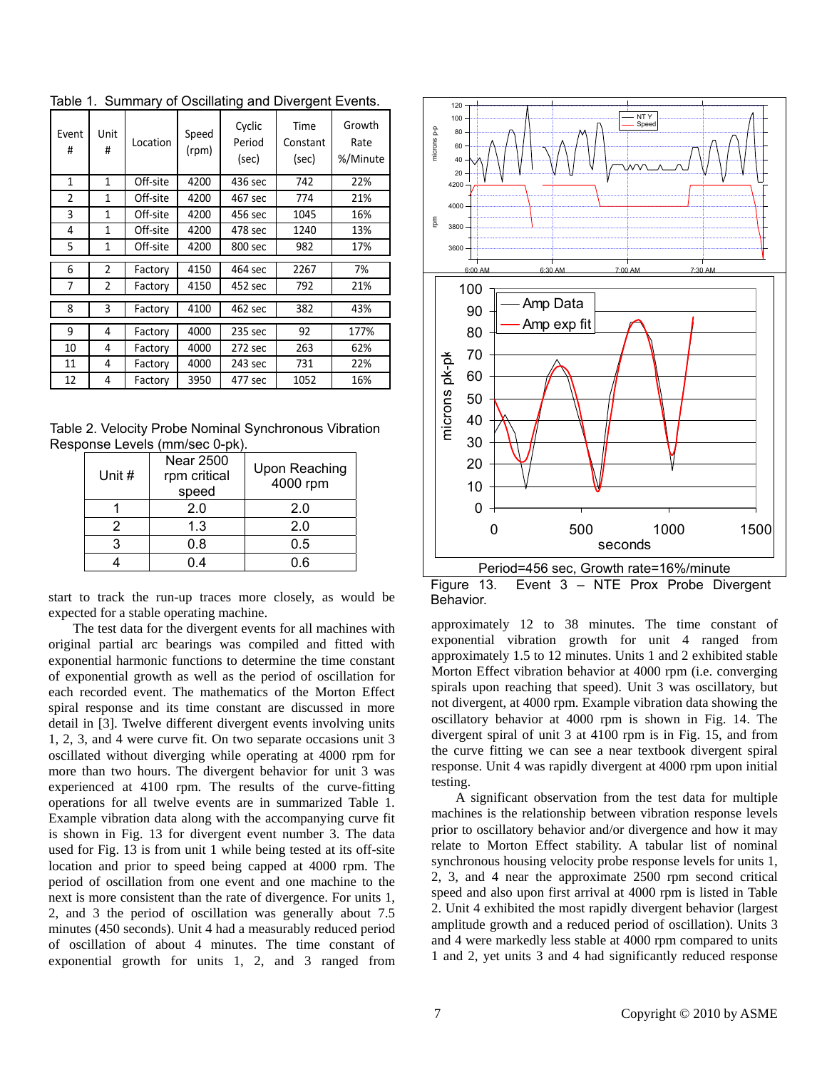Table 1. Summary of Oscillating and Divergent Events.

| Event # | Unit # | Location | Speed (rpm) | Cyclic Period (sec) | Time Constant (sec) | Growth Rate %/Minute |
|---|---|---|---|---|---|---|
| 1 | 1 | Off-site | 4200 | 436 sec | 742 | 22% |
| 2 | 1 | Off-site | 4200 | 467 sec | 774 | 21% |
| 3 | 1 | Off-site | 4200 | 456 sec | 1045 | 16% |
| 4 | 1 | Off-site | 4200 | 478 sec | 1240 | 13% |
| 5 | 1 | Off-site | 4200 | 800 sec | 982 | 17% |
| 6 | 2 | Factory | 4150 | 464 sec | 2267 | 7% |
| 7 | 2 | Factory | 4150 | 452 sec | 792 | 21% |
| 8 | 3 | Factory | 4100 | 462 sec | 382 | 43% |
| 9 | 4 | Factory | 4000 | 235 sec | 92 | 177% |
| 10 | 4 | Factory | 4000 | 272 sec | 263 | 62% |
| 11 | 4 | Factory | 4000 | 243 sec | 731 | 22% |
| 12 | 4 | Factory | 3950 | 477 sec | 1052 | 16% |

Table 2. Velocity Probe Nominal Synchronous Vibration Response Levels (mm/sec 0-pk).

| Unit # | Near 2500 rpm critical speed | Upon Reaching 4000 rpm |
|---|---|---|
| 1 | 2.0 | 2.0 |
| 2 | 1.3 | 2.0 |
| 3 | 0.8 | 0.5 |
| 4 | 0.4 | 0.6 |

start to track the run-up traces more closely, as would be expected for a stable operating machine.

The test data for the divergent events for all machines with original partial arc bearings was compiled and fitted with exponential harmonic functions to determine the time constant of exponential growth as well as the period of oscillation for each recorded event. The mathematics of the Morton Effect spiral response and its time constant are discussed in more detail in [3]. Twelve different divergent events involving units 1, 2, 3, and 4 were curve fit. On two separate occasions unit 3 oscillated without diverging while operating at 4000 rpm for more than two hours. The divergent behavior for unit 3 was experienced at 4100 rpm. The results of the curve-fitting operations for all twelve events are in summarized Table 1. Example vibration data along with the accompanying curve fit is shown in Fig. 13 for divergent event number 3. The data used for Fig. 13 is from unit 1 while being tested at its off-site location and prior to speed being capped at 4000 rpm. The period of oscillation from one event and one machine to the next is more consistent than the rate of divergence. For units 1, 2, and 3 the period of oscillation was generally about 7.5 minutes (450 seconds). Unit 4 had a measurably reduced period of oscillation of about 4 minutes. The time constant of exponential growth for units 1, 2, and 3 ranged from approximately 12 to 38 minutes. The time constant of exponential vibration growth for unit 4 ranged from approximately 1.5 to 12 minutes. Units 1 and 2 exhibited stable Morton Effect vibration behavior at 4000 rpm (i.e. converging spirals upon reaching that speed). Unit 3 was oscillatory, but not divergent, at 4000 rpm. Example vibration data showing the oscillatory behavior at 4000 rpm is shown in Fig. 14. The divergent spiral of unit 3 at 4100 rpm is in Fig. 15, and from the curve fitting we can see a near textbook divergent spiral response. Unit 4 was rapidly divergent at 4000 rpm upon initial testing.

Period=456 sec, Growth rate=16%/minute

Figure 13. Event 3 – NTE Prox Probe Divergent Behavior.

A significant observation from the test data for multiple machines is the relationship between vibration response levels prior to oscillatory behavior and/or divergence and how it may relate to Morton Effect stability. A tabular list of nominal synchronous housing velocity probe response levels for units 1, 2, 3, and 4 near the approximate 2500 rpm second critical speed and also upon first arrival at 4000 rpm is listed in Table 2. Unit 4 exhibited the most rapidly divergent behavior (largest amplitude growth and a reduced period of oscillation). Units 3 and 4 were markedly less stable at 4000 rpm compared to units 1 and 2, yet units 3 and 4 had significantly reduced response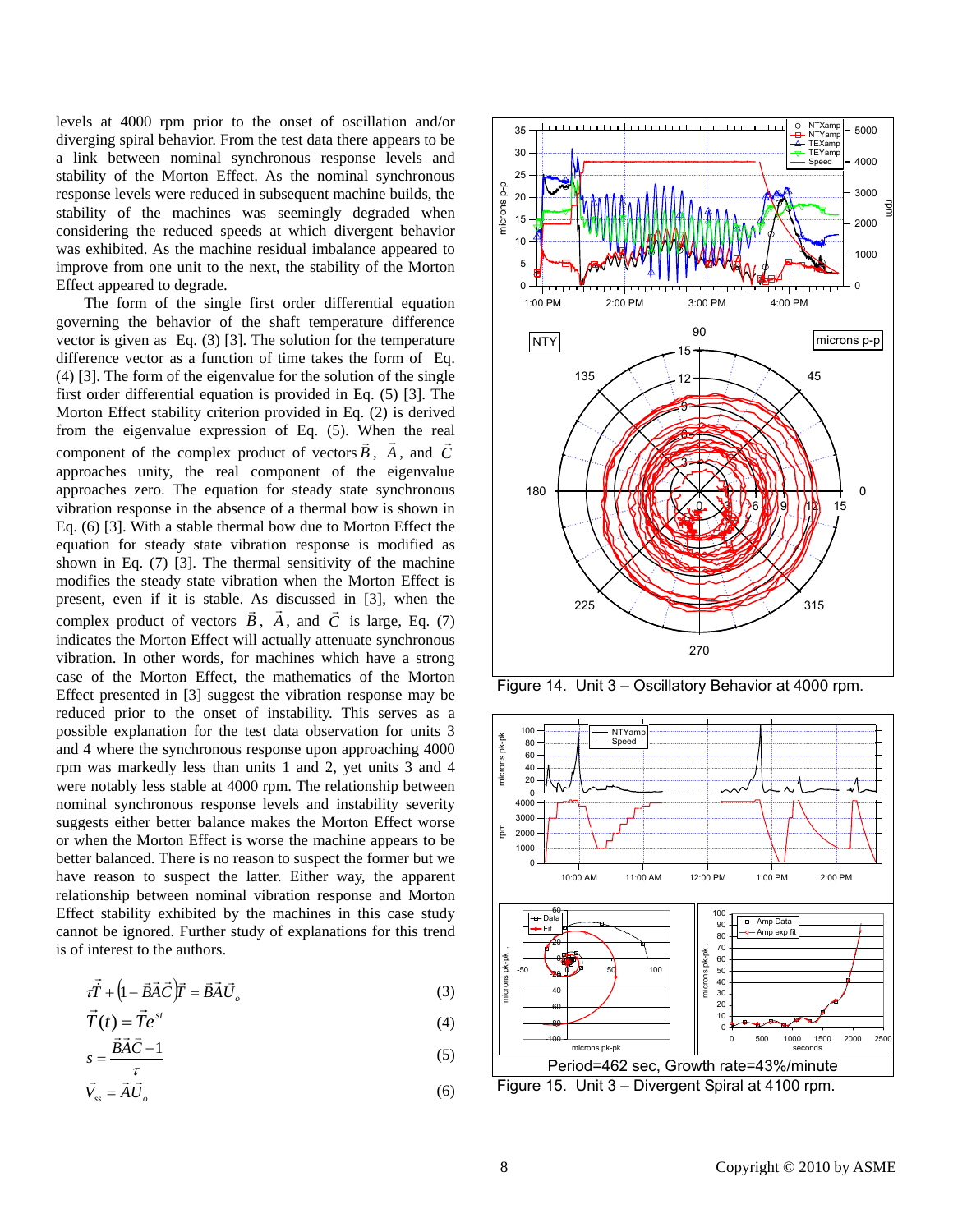levels at 4000 rpm prior to the onset of oscillation and/or diverging spiral behavior. From the test data there appears to be a link between nominal synchronous response levels and stability of the Morton Effect. As the nominal synchronous response levels were reduced in subsequent machine builds, the stability of the machines was seemingly degraded when considering the reduced speeds at which divergent behavior was exhibited. As the machine residual imbalance appeared to improve from one unit to the next, the stability of the Morton Effect appeared to degrade.

The form of the single first order differential equation governing the behavior of the shaft temperature difference vector is given as Eq. (3) [3]. The solution for the temperature difference vector as a function of time takes the form of Eq. (4) [3]. The form of the eigenvalue for the solution of the single first order differential equation is provided in Eq. (5) [3]. The Morton Effect stability criterion provided in Eq. (2) is derived from the eigenvalue expression of Eq. (5). When the real component of the complex product of vectors $\vec{B}$, $\vec{A}$, and $\vec{C}$ approaches unity, the real component of the eigenvalue approaches zero. The equation for steady state synchronous vibration response in the absence of a thermal bow is shown in Eq. (6) [3]. With a stable thermal bow due to Morton Effect the equation for steady state vibration response is modified as shown in Eq. (7) [3]. The thermal sensitivity of the machine modifies the steady state vibration when the Morton Effect is present, even if it is stable. As discussed in [3], when the complex product of vectors $\vec{B}$, $\vec{A}$, and $\vec{C}$ is large, Eq. (7) indicates the Morton Effect will actually attenuate synchronous vibration. In other words, for machines which have a strong case of the Morton Effect, the mathematics of the Morton Effect presented in [3] suggest the vibration response may be reduced prior to the onset of instability. This serves as a possible explanation for the test data observation for units 3 and 4 where the synchronous response upon approaching 4000 rpm was markedly less than units 1 and 2, yet units 3 and 4 were notably less stable at 4000 rpm. The relationship between nominal synchronous response levels and instability severity suggests either better balance makes the Morton Effect worse or when the Morton Effect is worse the machine appears to be better balanced. There is no reason to suspect the former but we have reason to suspect the latter. Either way, the apparent relationship between nominal vibration response and Morton Effect stability exhibited by the machines in this case study cannot be ignored. Further study of explanations for this trend is of interest to the authors.

$$\tau\dot{\vec{T}} + \left(1 - \vec{B}\vec{A}\vec{C}\right)\vec{T} = \vec{B}\vec{A}\vec{U}_o \tag{3}$$

$$\vec{T}(t) = \vec{T}e^{st} \tag{4}$$

$$s = \frac{\vec{B}\vec{A}\vec{C} - 1}{\tau} \tag{5}$$

$$\vec{V}_{ss} = \vec{A}\vec{U}_o \tag{6}$$

Figure 14. Unit 3 – Oscillatory Behavior at 4000 rpm.

Figure 15. Unit 3 – Divergent Spiral at 4100 rpm.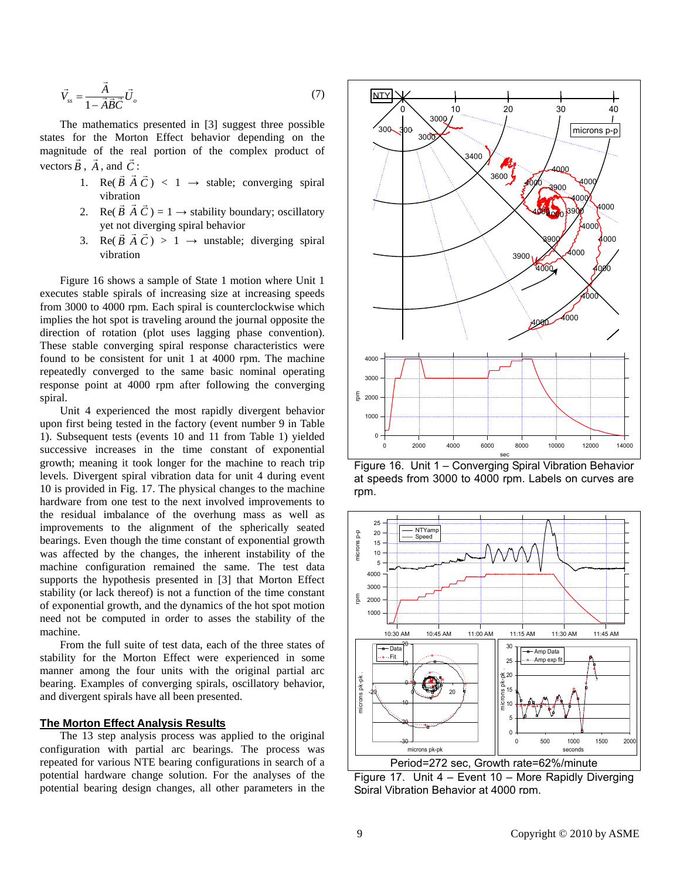$$\vec{V}_{ss} = \frac{\vec{A}}{1 - \vec{A}\vec{B}\vec{C}} \vec{U}_o \qquad (7)$$

The mathematics presented in [3] suggest three possible states for the Morton Effect behavior depending on the magnitude of the real portion of the complex product of vectors $\vec{B}$, $\vec{A}$, and $\vec{C}$:

1. $\mathrm{Re}(\vec{B}\ \vec{A}\ \vec{C}) < 1 \rightarrow$ stable; converging spiral vibration
2. $\mathrm{Re}(\vec{B}\ \vec{A}\ \vec{C}) = 1 \rightarrow$ stability boundary; oscillatory yet not diverging spiral behavior
3. $\mathrm{Re}(\vec{B}\ \vec{A}\ \vec{C}) > 1 \rightarrow$ unstable; diverging spiral vibration

Figure 16 shows a sample of State 1 motion where Unit 1 executes stable spirals of increasing size at increasing speeds from 3000 to 4000 rpm. Each spiral is counterclockwise which implies the hot spot is traveling around the journal opposite the direction of rotation (plot uses lagging phase convention). These stable converging spiral response characteristics were found to be consistent for unit 1 at 4000 rpm. The machine repeatedly converged to the same basic nominal operating response point at 4000 rpm after following the converging spiral.

Unit 4 experienced the most rapidly divergent behavior upon first being tested in the factory (event number 9 in Table 1). Subsequent tests (events 10 and 11 from Table 1) yielded successive increases in the time constant of exponential growth; meaning it took longer for the machine to reach trip levels. Divergent spiral vibration data for unit 4 during event 10 is provided in Fig. 17. The physical changes to the machine hardware from one test to the next involved improvements to the residual imbalance of the overhung mass as well as improvements to the alignment of the spherically seated bearings. Even though the time constant of exponential growth was affected by the changes, the inherent instability of the machine configuration remained the same. The test data supports the hypothesis presented in [3] that Morton Effect stability (or lack thereof) is not a function of the time constant of exponential growth, and the dynamics of the hot spot motion need not be computed in order to asses the stability of the machine.

From the full suite of test data, each of the three states of stability for the Morton Effect were experienced in some manner among the four units with the original partial arc bearing. Examples of converging spirals, oscillatory behavior, and divergent spirals have all been presented.

## The Morton Effect Analysis Results

The 13 step analysis process was applied to the original configuration with partial arc bearings. The process was repeated for various NTE bearing configurations in search of a potential hardware change solution. For the analyses of the potential bearing design changes, all other parameters in the

Figure 16. Unit 1 – Converging Spiral Vibration Behavior at speeds from 3000 to 4000 rpm. Labels on curves are rpm.

Period=272 sec, Growth rate=62%/minute

Figure 17. Unit 4 – Event 10 – More Rapidly Diverging Spiral Vibration Behavior at 4000 rpm.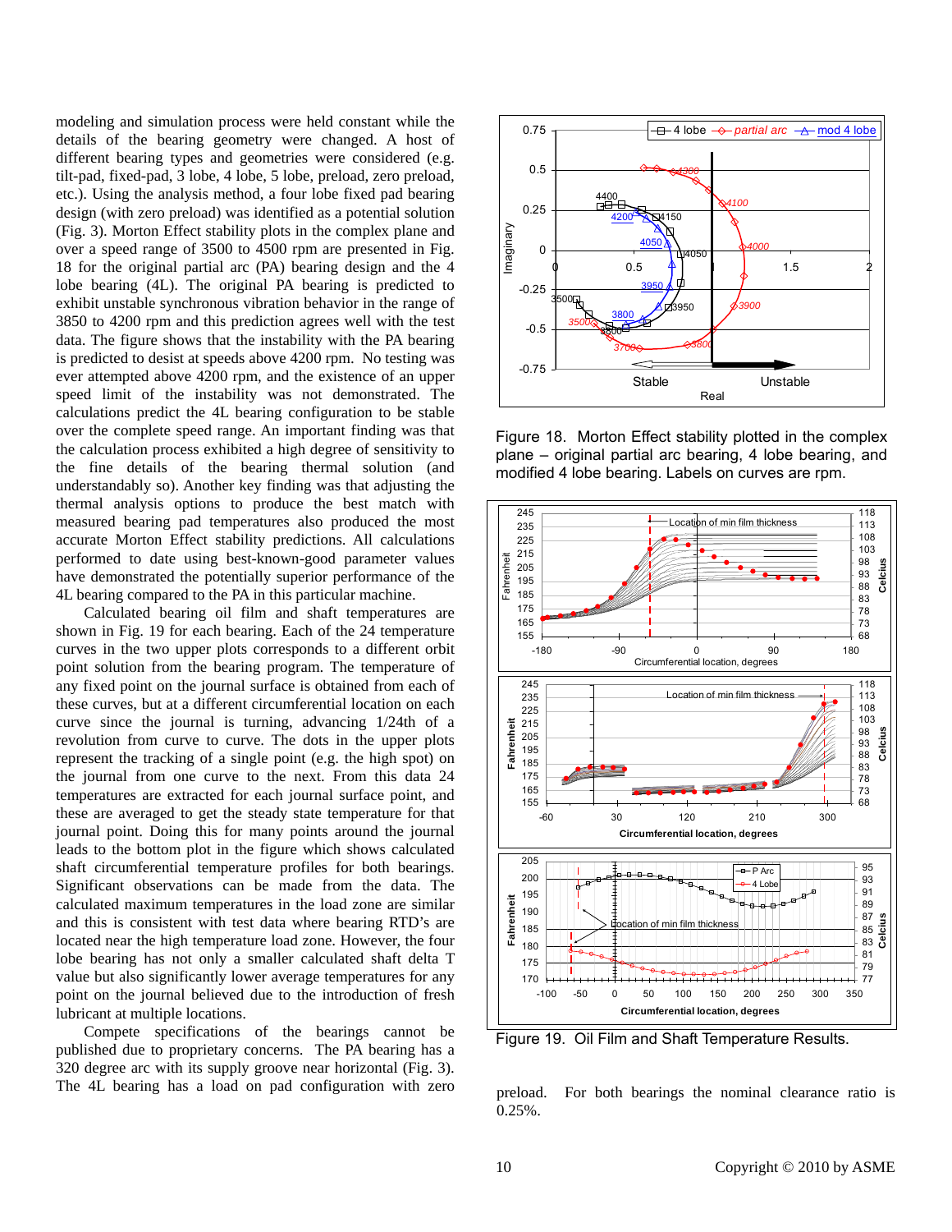modeling and simulation process were held constant while the details of the bearing geometry were changed. A host of different bearing types and geometries were considered (e.g. tilt-pad, fixed-pad, 3 lobe, 4 lobe, 5 lobe, preload, zero preload, etc.). Using the analysis method, a four lobe fixed pad bearing design (with zero preload) was identified as a potential solution (Fig. 3). Morton Effect stability plots in the complex plane and over a speed range of 3500 to 4500 rpm are presented in Fig. 18 for the original partial arc (PA) bearing design and the 4 lobe bearing (4L). The original PA bearing is predicted to exhibit unstable synchronous vibration behavior in the range of 3850 to 4200 rpm and this prediction agrees well with the test data. The figure shows that the instability with the PA bearing is predicted to desist at speeds above 4200 rpm. No testing was ever attempted above 4200 rpm, and the existence of an upper speed limit of the instability was not demonstrated. The calculations predict the 4L bearing configuration to be stable over the complete speed range. An important finding was that the calculation process exhibited a high degree of sensitivity to the fine details of the bearing thermal solution (and understandably so). Another key finding was that adjusting the thermal analysis options to produce the best match with measured bearing pad temperatures also produced the most accurate Morton Effect stability predictions. All calculations performed to date using best-known-good parameter values have demonstrated the potentially superior performance of the 4L bearing compared to the PA in this particular machine.

Calculated bearing oil film and shaft temperatures are shown in Fig. 19 for each bearing. Each of the 24 temperature curves in the two upper plots corresponds to a different orbit point solution from the bearing program. The temperature of any fixed point on the journal surface is obtained from each of these curves, but at a different circumferential location on each curve since the journal is turning, advancing 1/24th of a revolution from curve to curve. The dots in the upper plots represent the tracking of a single point (e.g. the high spot) on the journal from one curve to the next. From this data 24 temperatures are extracted for each journal surface point, and these are averaged to get the steady state temperature for that journal point. Doing this for many points around the journal leads to the bottom plot in the figure which shows calculated shaft circumferential temperature profiles for both bearings. Significant observations can be made from the data. The calculated maximum temperatures in the load zone are similar and this is consistent with test data where bearing RTD's are located near the high temperature load zone. However, the four lobe bearing has not only a smaller calculated shaft delta T value but also significantly lower average temperatures for any point on the journal believed due to the introduction of fresh lubricant at multiple locations.

Compete specifications of the bearings cannot be published due to proprietary concerns. The PA bearing has a 320 degree arc with its supply groove near horizontal (Fig. 3). The 4L bearing has a load on pad configuration with zero preload. For both bearings the nominal clearance ratio is 0.25%.

Figure 18. Morton Effect stability plotted in the complex plane – original partial arc bearing, 4 lobe bearing, and modified 4 lobe bearing. Labels on curves are rpm.

Figure 19. Oil Film and Shaft Temperature Results.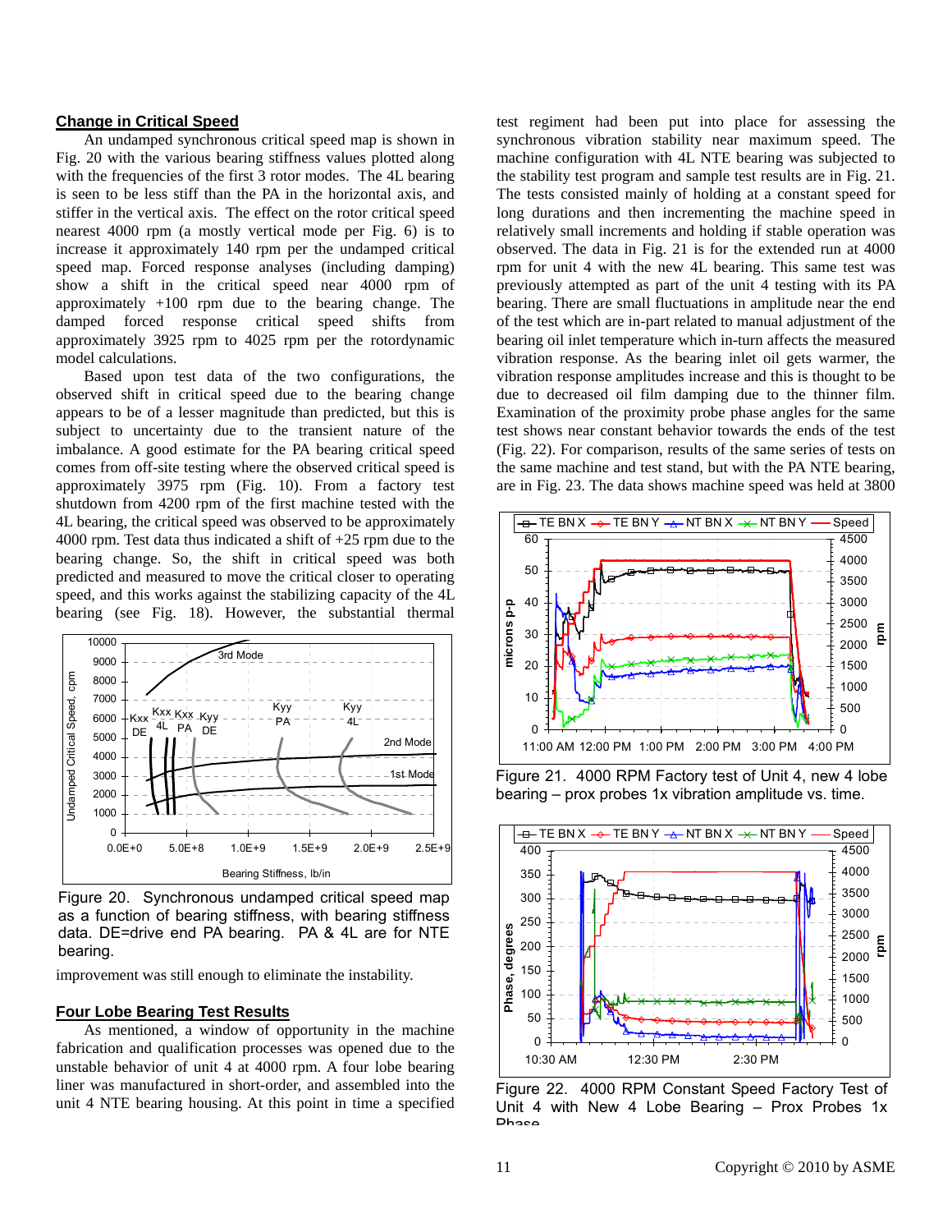## Change in Critical Speed

An undamped synchronous critical speed map is shown in Fig. 20 with the various bearing stiffness values plotted along with the frequencies of the first 3 rotor modes. The 4L bearing is seen to be less stiff than the PA in the horizontal axis, and stiffer in the vertical axis. The effect on the rotor critical speed nearest 4000 rpm (a mostly vertical mode per Fig. 6) is to increase it approximately 140 rpm per the undamped critical speed map. Forced response analyses (including damping) show a shift in the critical speed near 4000 rpm of approximately +100 rpm due to the bearing change. The damped forced response critical speed shifts from approximately 3925 rpm to 4025 rpm per the rotordynamic model calculations.

Based upon test data of the two configurations, the observed shift in critical speed due to the bearing change appears to be of a lesser magnitude than predicted, but this is subject to uncertainty due to the transient nature of the imbalance. A good estimate for the PA bearing critical speed comes from off-site testing where the observed critical speed is approximately 3975 rpm (Fig. 10). From a factory test shutdown from 4200 rpm of the first machine tested with the 4L bearing, the critical speed was observed to be approximately 4000 rpm. Test data thus indicated a shift of +25 rpm due to the bearing change. So, the shift in critical speed was both predicted and measured to move the critical closer to operating speed, and this works against the stabilizing capacity of the 4L bearing (see Fig. 18). However, the substantial thermal improvement was still enough to eliminate the instability.

Figure 20. Synchronous undamped critical speed map as a function of bearing stiffness, with bearing stiffness data. DE=drive end PA bearing. PA & 4L are for NTE bearing.

## Four Lobe Bearing Test Results

As mentioned, a window of opportunity in the machine fabrication and qualification processes was opened due to the unstable behavior of unit 4 at 4000 rpm. A four lobe bearing liner was manufactured in short-order, and assembled into the unit 4 NTE bearing housing. At this point in time a specified test regiment had been put into place for assessing the synchronous vibration stability near maximum speed. The machine configuration with 4L NTE bearing was subjected to the stability test program and sample test results are in Fig. 21. The tests consisted mainly of holding at a constant speed for long durations and then incrementing the machine speed in relatively small increments and holding if stable operation was observed. The data in Fig. 21 is for the extended run at 4000 rpm for unit 4 with the new 4L bearing. This same test was previously attempted as part of the unit 4 testing with its PA bearing. There are small fluctuations in amplitude near the end of the test which are in-part related to manual adjustment of the bearing oil inlet temperature which in-turn affects the measured vibration response. As the bearing inlet oil gets warmer, the vibration response amplitudes increase and this is thought to be due to decreased oil film damping due to the thinner film. Examination of the proximity probe phase angles for the same test shows near constant behavior towards the ends of the test (Fig. 22). For comparison, results of the same series of tests on the same machine and test stand, but with the PA NTE bearing, are in Fig. 23. The data shows machine speed was held at 3800

Figure 21. 4000 RPM Factory test of Unit 4, new 4 lobe bearing – prox probes 1x vibration amplitude vs. time.

Figure 22. 4000 RPM Constant Speed Factory Test of Unit 4 with New 4 Lobe Bearing – Prox Probes 1x Phase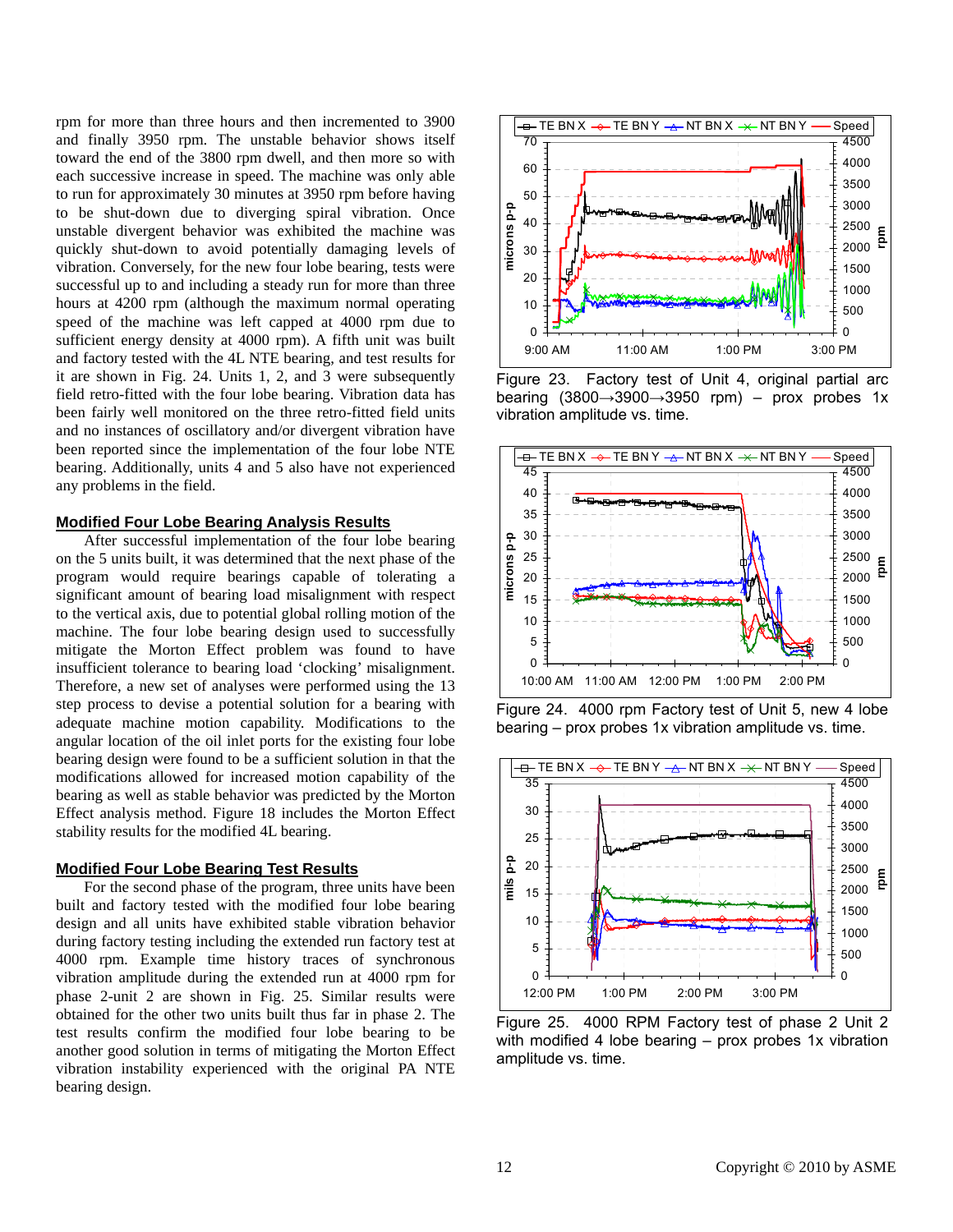rpm for more than three hours and then incremented to 3900 and finally 3950 rpm. The unstable behavior shows itself toward the end of the 3800 rpm dwell, and then more so with each successive increase in speed. The machine was only able to run for approximately 30 minutes at 3950 rpm before having to be shut-down due to diverging spiral vibration. Once unstable divergent behavior was exhibited the machine was quickly shut-down to avoid potentially damaging levels of vibration. Conversely, for the new four lobe bearing, tests were successful up to and including a steady run for more than three hours at 4200 rpm (although the maximum normal operating speed of the machine was left capped at 4000 rpm due to sufficient energy density at 4000 rpm). A fifth unit was built and factory tested with the 4L NTE bearing, and test results for it are shown in Fig. 24. Units 1, 2, and 3 were subsequently field retro-fitted with the four lobe bearing. Vibration data has been fairly well monitored on the three retro-fitted field units and no instances of oscillatory and/or divergent vibration have been reported since the implementation of the four lobe NTE bearing. Additionally, units 4 and 5 also have not experienced any problems in the field.

## Modified Four Lobe Bearing Analysis Results

After successful implementation of the four lobe bearing on the 5 units built, it was determined that the next phase of the program would require bearings capable of tolerating a significant amount of bearing load misalignment with respect to the vertical axis, due to potential global rolling motion of the machine. The four lobe bearing design used to successfully mitigate the Morton Effect problem was found to have insufficient tolerance to bearing load 'clocking' misalignment. Therefore, a new set of analyses were performed using the 13 step process to devise a potential solution for a bearing with adequate machine motion capability. Modifications to the angular location of the oil inlet ports for the existing four lobe bearing design were found to be a sufficient solution in that the modifications allowed for increased motion capability of the bearing as well as stable behavior was predicted by the Morton Effect analysis method. Figure 18 includes the Morton Effect stability results for the modified 4L bearing.

## Modified Four Lobe Bearing Test Results

For the second phase of the program, three units have been built and factory tested with the modified four lobe bearing design and all units have exhibited stable vibration behavior during factory testing including the extended run factory test at 4000 rpm. Example time history traces of synchronous vibration amplitude during the extended run at 4000 rpm for phase 2-unit 2 are shown in Fig. 25. Similar results were obtained for the other two units built thus far in phase 2. The test results confirm the modified four lobe bearing to be another good solution in terms of mitigating the Morton Effect vibration instability experienced with the original PA NTE bearing design.

Figure 23. Factory test of Unit 4, original partial arc bearing (3800→3900→3950 rpm) – prox probes 1x vibration amplitude vs. time.

Figure 24. 4000 rpm Factory test of Unit 5, new 4 lobe bearing – prox probes 1x vibration amplitude vs. time.

Figure 25. 4000 RPM Factory test of phase 2 Unit 2 with modified 4 lobe bearing – prox probes 1x vibration amplitude vs. time.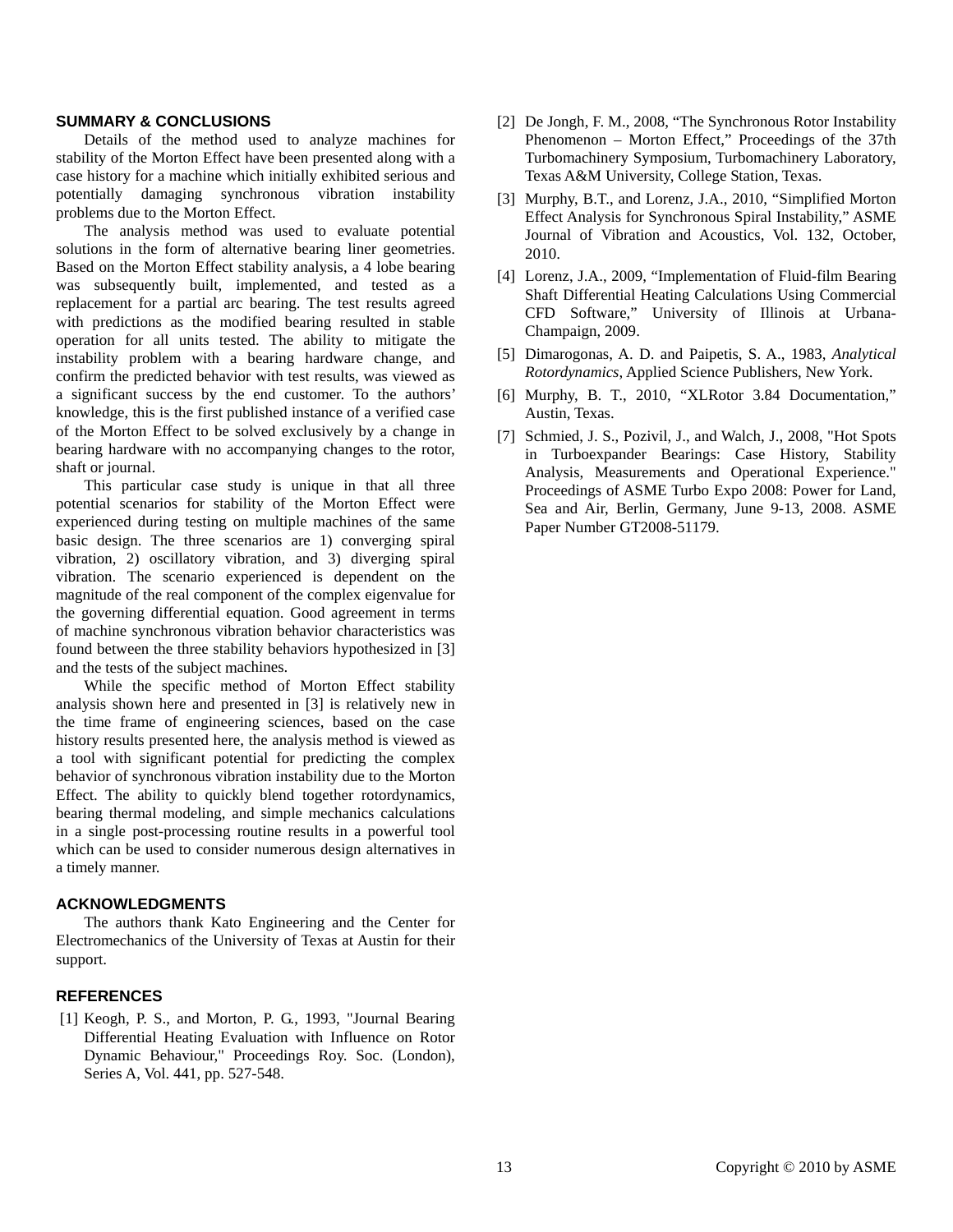## SUMMARY & CONCLUSIONS

Details of the method used to analyze machines for stability of the Morton Effect have been presented along with a case history for a machine which initially exhibited serious and potentially damaging synchronous vibration instability problems due to the Morton Effect.

The analysis method was used to evaluate potential solutions in the form of alternative bearing liner geometries. Based on the Morton Effect stability analysis, a 4 lobe bearing was subsequently built, implemented, and tested as a replacement for a partial arc bearing. The test results agreed with predictions as the modified bearing resulted in stable operation for all units tested. The ability to mitigate the instability problem with a bearing hardware change, and confirm the predicted behavior with test results, was viewed as a significant success by the end customer. To the authors' knowledge, this is the first published instance of a verified case of the Morton Effect to be solved exclusively by a change in bearing hardware with no accompanying changes to the rotor, shaft or journal.

This particular case study is unique in that all three potential scenarios for stability of the Morton Effect were experienced during testing on multiple machines of the same basic design. The three scenarios are 1) converging spiral vibration, 2) oscillatory vibration, and 3) diverging spiral vibration. The scenario experienced is dependent on the magnitude of the real component of the complex eigenvalue for the governing differential equation. Good agreement in terms of machine synchronous vibration behavior characteristics was found between the three stability behaviors hypothesized in [3] and the tests of the subject machines.

While the specific method of Morton Effect stability analysis shown here and presented in [3] is relatively new in the time frame of engineering sciences, based on the case history results presented here, the analysis method is viewed as a tool with significant potential for predicting the complex behavior of synchronous vibration instability due to the Morton Effect. The ability to quickly blend together rotordynamics, bearing thermal modeling, and simple mechanics calculations in a single post-processing routine results in a powerful tool which can be used to consider numerous design alternatives in a timely manner.

## ACKNOWLEDGMENTS

The authors thank Kato Engineering and the Center for Electromechanics of the University of Texas at Austin for their support.

## REFERENCES

[1] Keogh, P. S., and Morton, P. G., 1993, "Journal Bearing Differential Heating Evaluation with Influence on Rotor Dynamic Behaviour," Proceedings Roy. Soc. (London), Series A, Vol. 441, pp. 527-548.

[2] De Jongh, F. M., 2008, "The Synchronous Rotor Instability Phenomenon – Morton Effect," Proceedings of the 37th Turbomachinery Symposium, Turbomachinery Laboratory, Texas A&M University, College Station, Texas.

[3] Murphy, B.T., and Lorenz, J.A., 2010, "Simplified Morton Effect Analysis for Synchronous Spiral Instability," ASME Journal of Vibration and Acoustics, Vol. 132, October, 2010.

[4] Lorenz, J.A., 2009, "Implementation of Fluid-film Bearing Shaft Differential Heating Calculations Using Commercial CFD Software," University of Illinois at Urbana-Champaign, 2009.

[5] Dimarogonas, A. D. and Paipetis, S. A., 1983, *Analytical Rotordynamics*, Applied Science Publishers, New York.

[6] Murphy, B. T., 2010, "XLRotor 3.84 Documentation," Austin, Texas.

[7] Schmied, J. S., Pozivil, J., and Walch, J., 2008, "Hot Spots in Turboexpander Bearings: Case History, Stability Analysis, Measurements and Operational Experience." Proceedings of ASME Turbo Expo 2008: Power for Land, Sea and Air, Berlin, Germany, June 9-13, 2008. ASME Paper Number GT2008-51179.